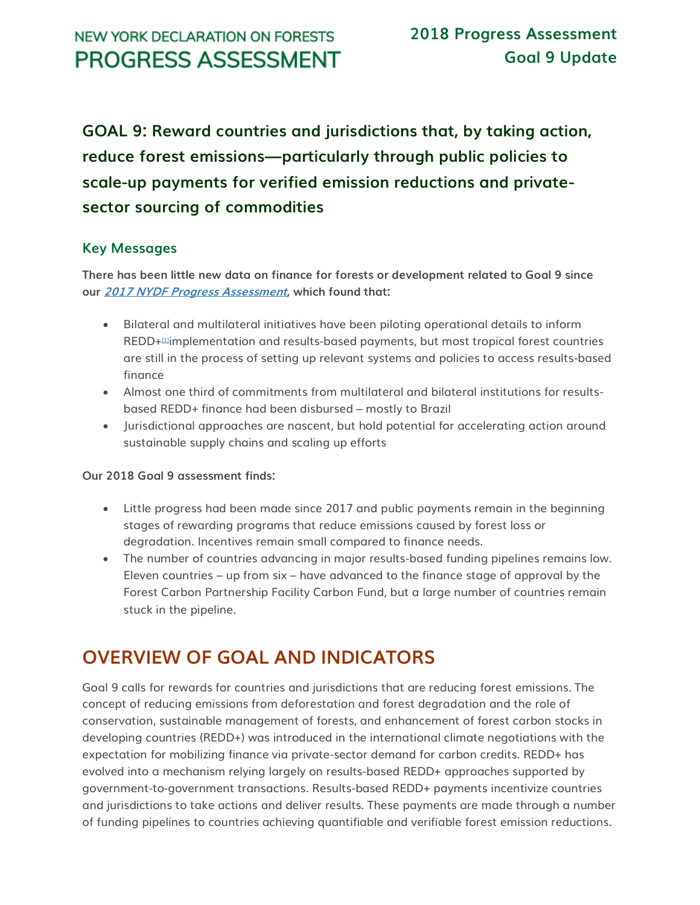# GOAL 9: Reward countries and jurisdictions that, by taking action, reduce forest emissions—particularly through public policies to scale-up payments for verified emission reductions and private-sector sourcing of commodities

## Key Messages

**There has been little new data on finance for forests or development related to Goal 9 since our *2017 NYDF Progress Assessment*, which found that:**

- Bilateral and multilateral initiatives have been piloting operational details to inform REDD+[1] implementation and results-based payments, but most tropical forest countries are still in the process of setting up relevant systems and policies to access results-based finance
- Almost one third of commitments from multilateral and bilateral institutions for results-based REDD+ finance had been disbursed – mostly to Brazil
- Jurisdictional approaches are nascent, but hold potential for accelerating action around sustainable supply chains and scaling up efforts

**Our 2018 Goal 9 assessment finds:**

- Little progress had been made since 2017 and public payments remain in the beginning stages of rewarding programs that reduce emissions caused by forest loss or degradation. Incentives remain small compared to finance needs.
- The number of countries advancing in major results-based funding pipelines remains low. Eleven countries – up from six – have advanced to the finance stage of approval by the Forest Carbon Partnership Facility Carbon Fund, but a large number of countries remain stuck in the pipeline.

# OVERVIEW OF GOAL AND INDICATORS

Goal 9 calls for rewards for countries and jurisdictions that are reducing forest emissions. The concept of reducing emissions from deforestation and forest degradation and the role of conservation, sustainable management of forests, and enhancement of forest carbon stocks in developing countries (REDD+) was introduced in the international climate negotiations with the expectation for mobilizing finance via private-sector demand for carbon credits. REDD+ has evolved into a mechanism relying largely on results-based REDD+ approaches supported by government-to-government transactions. Results-based REDD+ payments incentivize countries and jurisdictions to take actions and deliver results. These payments are made through a number of funding pipelines to countries achieving quantifiable and verifiable forest emission reductions.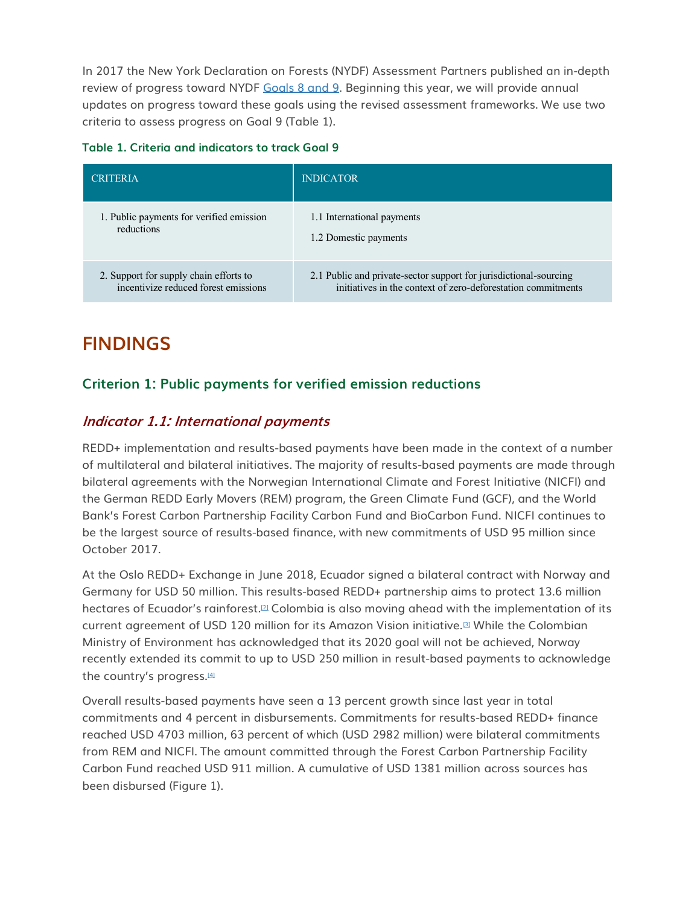In 2017 the New York Declaration on Forests (NYDF) Assessment Partners published an in-depth review of progress toward NYDF [Goals 8 and 9](). Beginning this year, we will provide annual updates on progress toward these goals using the revised assessment frameworks. We use two criteria to assess progress on Goal 9 (Table 1).

**Table 1. Criteria and indicators to track Goal 9**

| CRITERIA | INDICATOR |
|---|---|
| 1. Public payments for verified emission reductions | 1.1 International payments<br>1.2 Domestic payments |
| 2. Support for supply chain efforts to incentivize reduced forest emissions | 2.1 Public and private-sector support for jurisdictional-sourcing initiatives in the context of zero-deforestation commitments |

# FINDINGS

## Criterion 1: Public payments for verified emission reductions

### *Indicator 1.1: International payments*

REDD+ implementation and results-based payments have been made in the context of a number of multilateral and bilateral initiatives. The majority of results-based payments are made through bilateral agreements with the Norwegian International Climate and Forest Initiative (NICFI) and the German REDD Early Movers (REM) program, the Green Climate Fund (GCF), and the World Bank's Forest Carbon Partnership Facility Carbon Fund and BioCarbon Fund. NICFI continues to be the largest source of results-based finance, with new commitments of USD 95 million since October 2017.

At the Oslo REDD+ Exchange in June 2018, Ecuador signed a bilateral contract with Norway and Germany for USD 50 million. This results-based REDD+ partnership aims to protect 13.6 million hectares of Ecuador's rainforest.[2] Colombia is also moving ahead with the implementation of its current agreement of USD 120 million for its Amazon Vision initiative.[3] While the Colombian Ministry of Environment has acknowledged that its 2020 goal will not be achieved, Norway recently extended its commit to up to USD 250 million in result-based payments to acknowledge the country's progress.[4]

Overall results-based payments have seen a 13 percent growth since last year in total commitments and 4 percent in disbursements. Commitments for results-based REDD+ finance reached USD 4703 million, 63 percent of which (USD 2982 million) were bilateral commitments from REM and NICFI. The amount committed through the Forest Carbon Partnership Facility Carbon Fund reached USD 911 million. A cumulative of USD 1381 million across sources has been disbursed (Figure 1).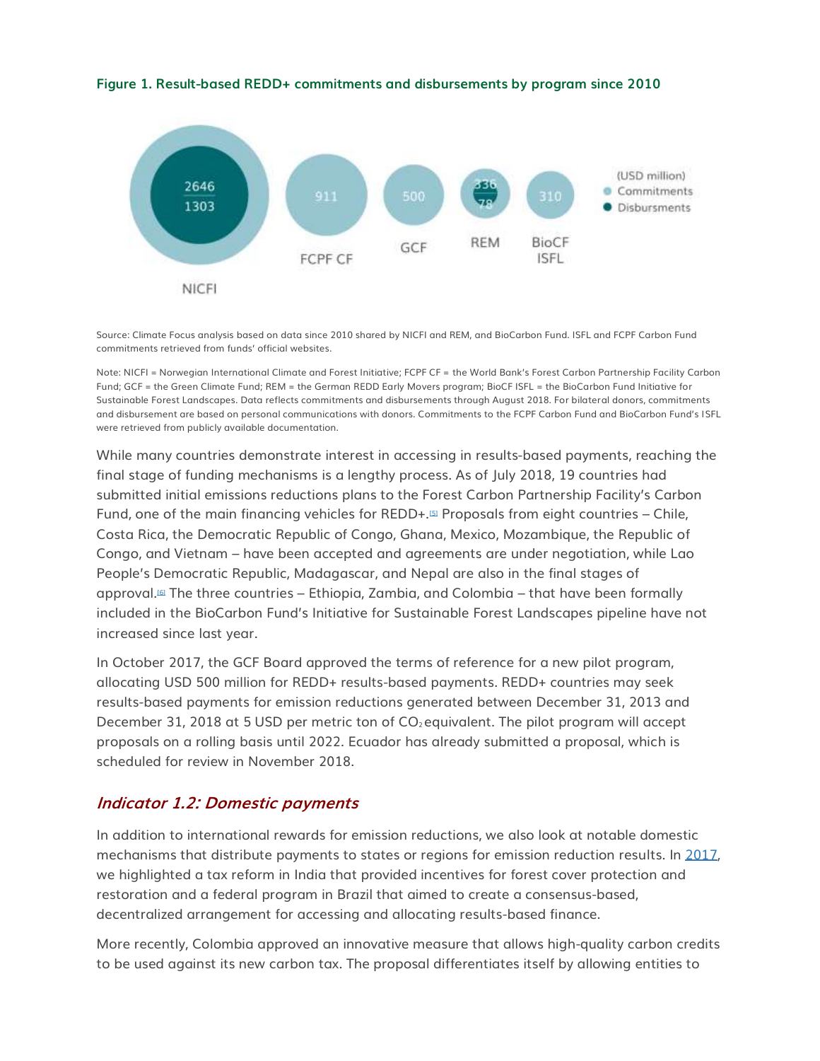**Figure 1. Result-based REDD+ commitments and disbursements by program since 2010**

(USD million)
- Commitments
- Disbursments

| Program | Commitments | Disbursments |
|---|---|---|
| NICFI | 2646 | 1303 |
| FCPF CF | 911 | |
| GCF | 500 | |
| REM | 336 | 78 |
| BioCF ISFL | 310 | |

Source: Climate Focus analysis based on data since 2010 shared by NICFI and REM, and BioCarbon Fund. ISFL and FCPF Carbon Fund commitments retrieved from funds' official websites.

Note: NICFI = Norwegian International Climate and Forest Initiative; FCPF CF = the World Bank's Forest Carbon Partnership Facility Carbon Fund; GCF = the Green Climate Fund; REM = the German REDD Early Movers program; BioCF ISFL = the BioCarbon Fund Initiative for Sustainable Forest Landscapes. Data reflects commitments and disbursements through August 2018. For bilateral donors, commitments and disbursement are based on personal communications with donors. Commitments to the FCPF Carbon Fund and BioCarbon Fund's ISFL were retrieved from publicly available documentation.

While many countries demonstrate interest in accessing in results-based payments, reaching the final stage of funding mechanisms is a lengthy process. As of July 2018, 19 countries had submitted initial emissions reductions plans to the Forest Carbon Partnership Facility's Carbon Fund, one of the main financing vehicles for REDD+.[5] Proposals from eight countries – Chile, Costa Rica, the Democratic Republic of Congo, Ghana, Mexico, Mozambique, the Republic of Congo, and Vietnam – have been accepted and agreements are under negotiation, while Lao People's Democratic Republic, Madagascar, and Nepal are also in the final stages of approval.[6] The three countries – Ethiopia, Zambia, and Colombia – that have been formally included in the BioCarbon Fund's Initiative for Sustainable Forest Landscapes pipeline have not increased since last year.

In October 2017, the GCF Board approved the terms of reference for a new pilot program, allocating USD 500 million for REDD+ results-based payments. REDD+ countries may seek results-based payments for emission reductions generated between December 31, 2013 and December 31, 2018 at 5 USD per metric ton of $CO_2$ equivalent. The pilot program will accept proposals on a rolling basis until 2022. Ecuador has already submitted a proposal, which is scheduled for review in November 2018.

## *Indicator 1.2: Domestic payments*

In addition to international rewards for emission reductions, we also look at notable domestic mechanisms that distribute payments to states or regions for emission reduction results. In 2017, we highlighted a tax reform in India that provided incentives for forest cover protection and restoration and a federal program in Brazil that aimed to create a consensus-based, decentralized arrangement for accessing and allocating results-based finance.

More recently, Colombia approved an innovative measure that allows high-quality carbon credits to be used against its new carbon tax. The proposal differentiates itself by allowing entities to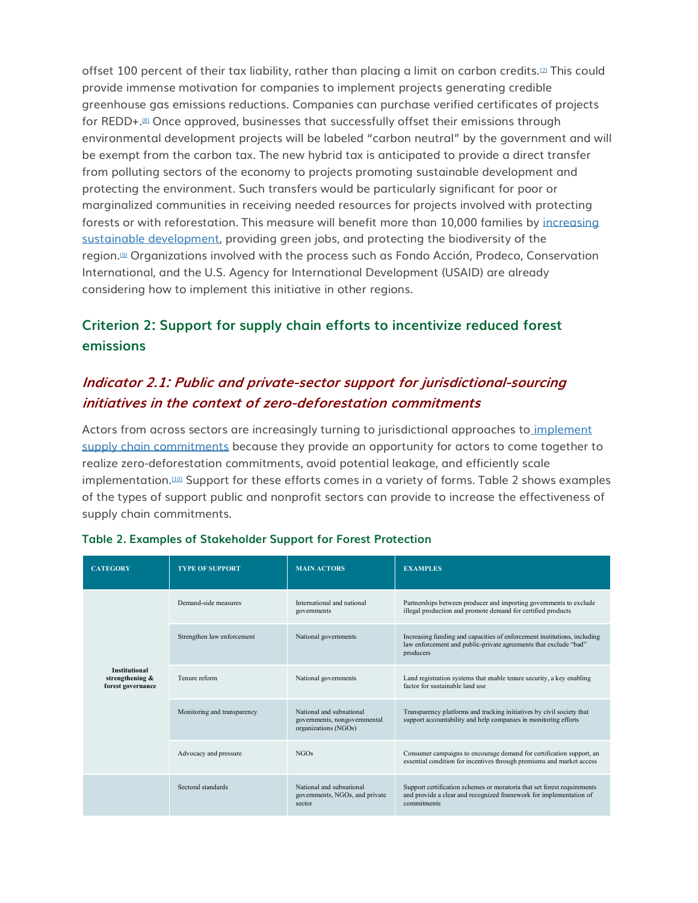offset 100 percent of their tax liability, rather than placing a limit on carbon credits.[7] This could provide immense motivation for companies to implement projects generating credible greenhouse gas emissions reductions. Companies can purchase verified certificates of projects for REDD+.[8] Once approved, businesses that successfully offset their emissions through environmental development projects will be labeled "carbon neutral" by the government and will be exempt from the carbon tax. The new hybrid tax is anticipated to provide a direct transfer from polluting sectors of the economy to projects promoting sustainable development and protecting the environment. Such transfers would be particularly significant for poor or marginalized communities in receiving needed resources for projects involved with protecting forests or with reforestation. This measure will benefit more than 10,000 families by increasing sustainable development, providing green jobs, and protecting the biodiversity of the region.[9] Organizations involved with the process such as Fondo Acción, Prodeco, Conservation International, and the U.S. Agency for International Development (USAID) are already considering how to implement this initiative in other regions.

## Criterion 2: Support for supply chain efforts to incentivize reduced forest emissions

### *Indicator 2.1: Public and private-sector support for jurisdictional-sourcing initiatives in the context of zero-deforestation commitments*

Actors from across sectors are increasingly turning to jurisdictional approaches to implement supply chain commitments because they provide an opportunity for actors to come together to realize zero-deforestation commitments, avoid potential leakage, and efficiently scale implementation.[10] Support for these efforts comes in a variety of forms. Table 2 shows examples of the types of support public and nonprofit sectors can provide to increase the effectiveness of supply chain commitments.

**Table 2. Examples of Stakeholder Support for Forest Protection**

| CATEGORY | TYPE OF SUPPORT | MAIN ACTORS | EXAMPLES |
|---|---|---|---|
| **Institutional strengthening & forest governance** | Demand-side measures | International and national governments | Partnerships between producer and importing governments to exclude illegal production and promote demand for certified products |
| | Strengthen law enforcement | National governments | Increasing funding and capacities of enforcement institutions, including law enforcement and public-private agreements that exclude "bad" producers |
| | Tenure reform | National governments | Land registration systems that enable tenure security, a key enabling factor for sustainable land use |
| | Monitoring and transparency | National and subnational governments, nongovernmental organizations (NGOs) | Transparency platforms and tracking initiatives by civil society that support accountability and help companies in monitoring efforts |
| | Advocacy and pressure | NGOs | Consumer campaigns to encourage demand for certification support, an essential condition for incentives through premiums and market access |
| | Sectoral standards | National and subnational governments, NGOs, and private sector | Support certification schemes or moratoria that set forest requirements and provide a clear and recognized framework for implementation of commitments |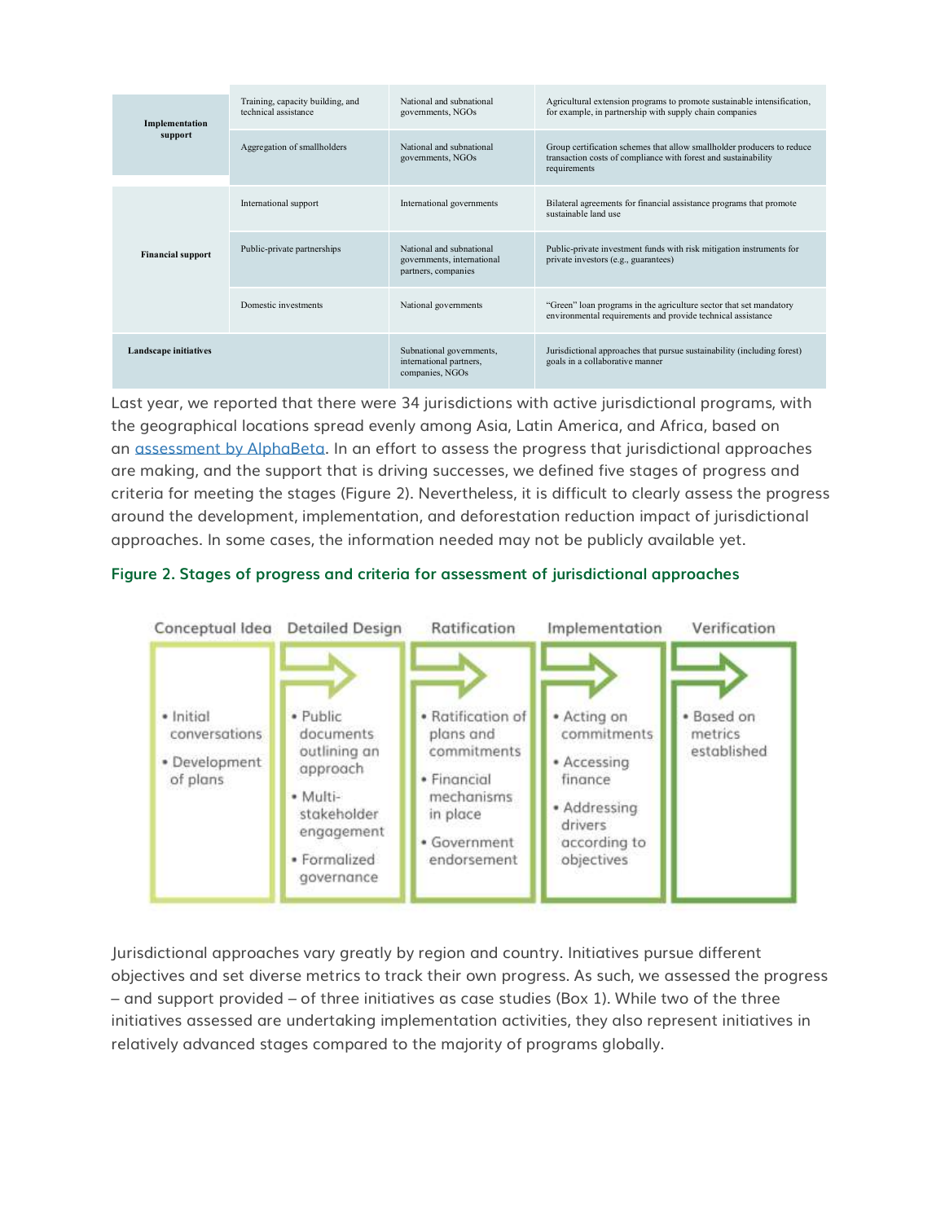| | | | |
|---|---|---|---|
| **Implementation support** | Training, capacity building, and technical assistance | National and subnational governments, NGOs | Agricultural extension programs to promote sustainable intensification, for example, in partnership with supply chain companies |
| | Aggregation of smallholders | National and subnational governments, NGOs | Group certification schemes that allow smallholder producers to reduce transaction costs of compliance with forest and sustainability requirements |
| **Financial support** | International support | International governments | Bilateral agreements for financial assistance programs that promote sustainable land use |
| | Public-private partnerships | National and subnational governments, international partners, companies | Public-private investment funds with risk mitigation instruments for private investors (e.g., guarantees) |
| | Domestic investments | National governments | "Green" loan programs in the agriculture sector that set mandatory environmental requirements and provide technical assistance |
| **Landscape initiatives** | | Subnational governments, international partners, companies, NGOs | Jurisdictional approaches that pursue sustainability (including forest) goals in a collaborative manner |

Last year, we reported that there were 34 jurisdictions with active jurisdictional programs, with the geographical locations spread evenly among Asia, Latin America, and Africa, based on an assessment by AlphaBeta. In an effort to assess the progress that jurisdictional approaches are making, and the support that is driving successes, we defined five stages of progress and criteria for meeting the stages (Figure 2). Nevertheless, it is difficult to clearly assess the progress around the development, implementation, and deforestation reduction impact of jurisdictional approaches. In some cases, the information needed may not be publicly available yet.

**Figure 2. Stages of progress and criteria for assessment of jurisdictional approaches**

| Conceptual Idea | Detailed Design | Ratification | Implementation | Verification |
|---|---|---|---|---|
| • Initial conversations<br>• Development of plans | • Public documents outlining an approach<br>• Multi-stakeholder engagement<br>• Formalized governance | • Ratification of plans and commitments<br>• Financial mechanisms in place<br>• Government endorsement | • Acting on commitments<br>• Accessing finance<br>• Addressing drivers according to objectives | • Based on metrics established |

Jurisdictional approaches vary greatly by region and country. Initiatives pursue different objectives and set diverse metrics to track their own progress. As such, we assessed the progress – and support provided – of three initiatives as case studies (Box 1). While two of the three initiatives assessed are undertaking implementation activities, they also represent initiatives in relatively advanced stages compared to the majority of programs globally.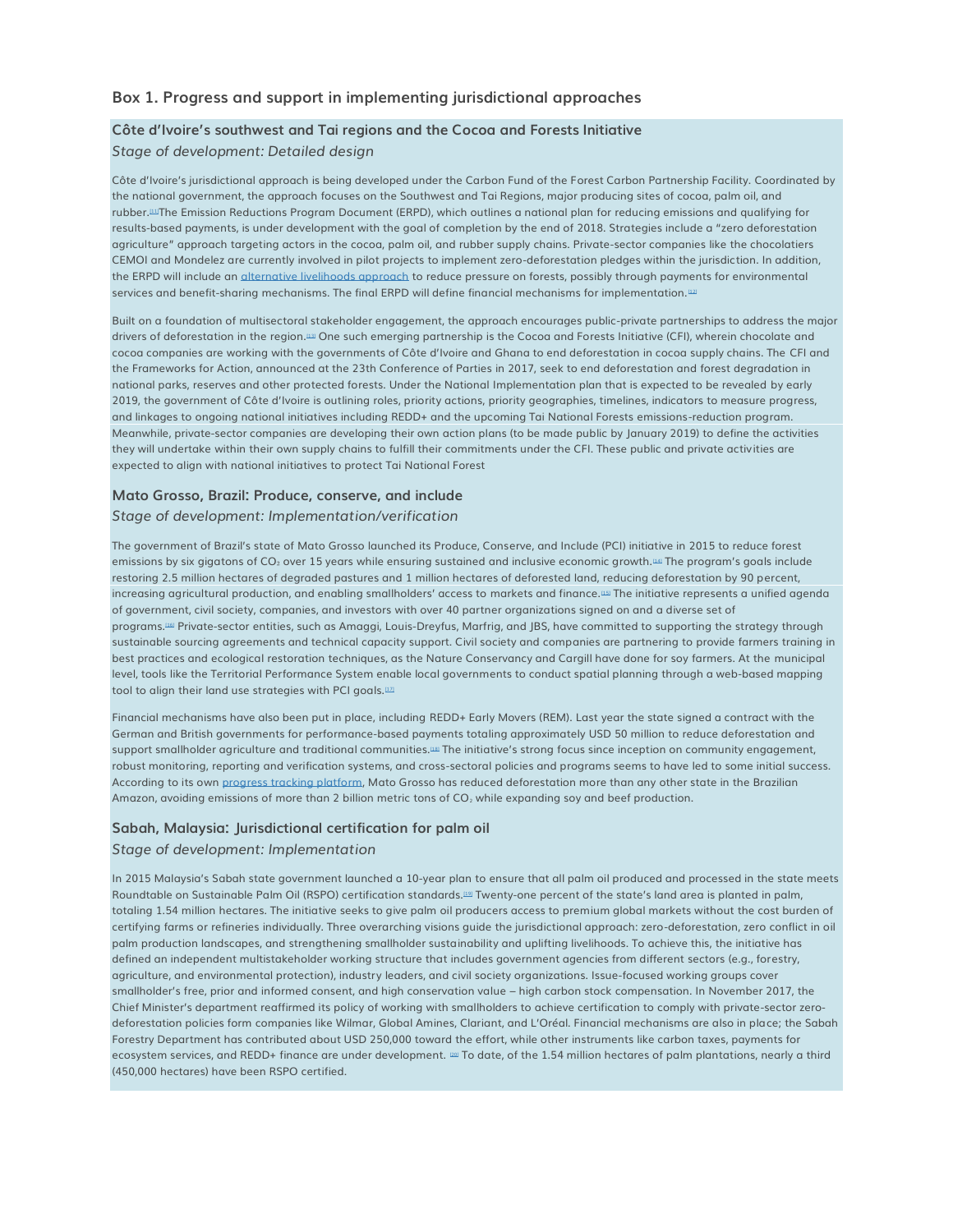## Box 1. Progress and support in implementing jurisdictional approaches

### Côte d'Ivoire's southwest and Tai regions and the Cocoa and Forests Initiative

*Stage of development: Detailed design*

Côte d'Ivoire's jurisdictional approach is being developed under the Carbon Fund of the Forest Carbon Partnership Facility. Coordinated by the national government, the approach focuses on the Southwest and Tai Regions, major producing sites of cocoa, palm oil, and rubber.[11] The Emission Reductions Program Document (ERPD), which outlines a national plan for reducing emissions and qualifying for results-based payments, is under development with the goal of completion by the end of 2018. Strategies include a "zero deforestation agriculture" approach targeting actors in the cocoa, palm oil, and rubber supply chains. Private-sector companies like the chocolatiers CEMOI and Mondelez are currently involved in pilot projects to implement zero-deforestation pledges within the jurisdiction. In addition, the ERPD will include an alternative livelihoods approach to reduce pressure on forests, possibly through payments for environmental services and benefit-sharing mechanisms. The final ERPD will define financial mechanisms for implementation.[12]

Built on a foundation of multisectoral stakeholder engagement, the approach encourages public-private partnerships to address the major drivers of deforestation in the region.[13] One such emerging partnership is the Cocoa and Forests Initiative (CFI), wherein chocolate and cocoa companies are working with the governments of Côte d'Ivoire and Ghana to end deforestation in cocoa supply chains. The CFI and the Frameworks for Action, announced at the 23th Conference of Parties in 2017, seek to end deforestation and forest degradation in national parks, reserves and other protected forests. Under the National Implementation plan that is expected to be revealed by early 2019, the government of Côte d'Ivoire is outlining roles, priority actions, priority geographies, timelines, indicators to measure progress, and linkages to ongoing national initiatives including REDD+ and the upcoming Tai National Forests emissions-reduction program. Meanwhile, private-sector companies are developing their own action plans (to be made public by January 2019) to define the activities they will undertake within their own supply chains to fulfill their commitments under the CFI. These public and private activities are expected to align with national initiatives to protect Tai National Forest

### Mato Grosso, Brazil: Produce, conserve, and include

*Stage of development: Implementation/verification*

The government of Brazil's state of Mato Grosso launched its Produce, Conserve, and Include (PCI) initiative in 2015 to reduce forest emissions by six gigatons of $CO_2$ over 15 years while ensuring sustained and inclusive economic growth.[14] The program's goals include restoring 2.5 million hectares of degraded pastures and 1 million hectares of deforested land, reducing deforestation by 90 percent, increasing agricultural production, and enabling smallholders' access to markets and finance.[15] The initiative represents a unified agenda of government, civil society, companies, and investors with over 40 partner organizations signed on and a diverse set of programs.[16] Private-sector entities, such as Amaggi, Louis-Dreyfus, Marfrig, and JBS, have committed to supporting the strategy through sustainable sourcing agreements and technical capacity support. Civil society and companies are partnering to provide farmers training in best practices and ecological restoration techniques, as the Nature Conservancy and Cargill have done for soy farmers. At the municipal level, tools like the Territorial Performance System enable local governments to conduct spatial planning through a web-based mapping tool to align their land use strategies with PCI goals.[17]

Financial mechanisms have also been put in place, including REDD+ Early Movers (REM). Last year the state signed a contract with the German and British governments for performance-based payments totaling approximately USD 50 million to reduce deforestation and support smallholder agriculture and traditional communities.[18] The initiative's strong focus since inception on community engagement, robust monitoring, reporting and verification systems, and cross-sectoral policies and programs seems to have led to some initial success. According to its own progress tracking platform, Mato Grosso has reduced deforestation more than any other state in the Brazilian Amazon, avoiding emissions of more than 2 billion metric tons of $CO_2$ while expanding soy and beef production.

### Sabah, Malaysia: Jurisdictional certification for palm oil

*Stage of development: Implementation*

In 2015 Malaysia's Sabah state government launched a 10-year plan to ensure that all palm oil produced and processed in the state meets Roundtable on Sustainable Palm Oil (RSPO) certification standards.[19] Twenty-one percent of the state's land area is planted in palm, totaling 1.54 million hectares. The initiative seeks to give palm oil producers access to premium global markets without the cost burden of certifying farms or refineries individually. Three overarching visions guide the jurisdictional approach: zero-deforestation, zero conflict in oil palm production landscapes, and strengthening smallholder sustainability and uplifting livelihoods. To achieve this, the initiative has defined an independent multistakeholder working structure that includes government agencies from different sectors (e.g., forestry, agriculture, and environmental protection), industry leaders, and civil society organizations. Issue-focused working groups cover smallholder's free, prior and informed consent, and high conservation value – high carbon stock compensation. In November 2017, the Chief Minister's department reaffirmed its policy of working with smallholders to achieve certification to comply with private-sector zero-deforestation policies form companies like Wilmar, Global Amines, Clariant, and L'Oréal. Financial mechanisms are also in place; the Sabah Forestry Department has contributed about USD 250,000 toward the effort, while other instruments like carbon taxes, payments for ecosystem services, and REDD+ finance are under development. [20] To date, of the 1.54 million hectares of palm plantations, nearly a third (450,000 hectares) have been RSPO certified.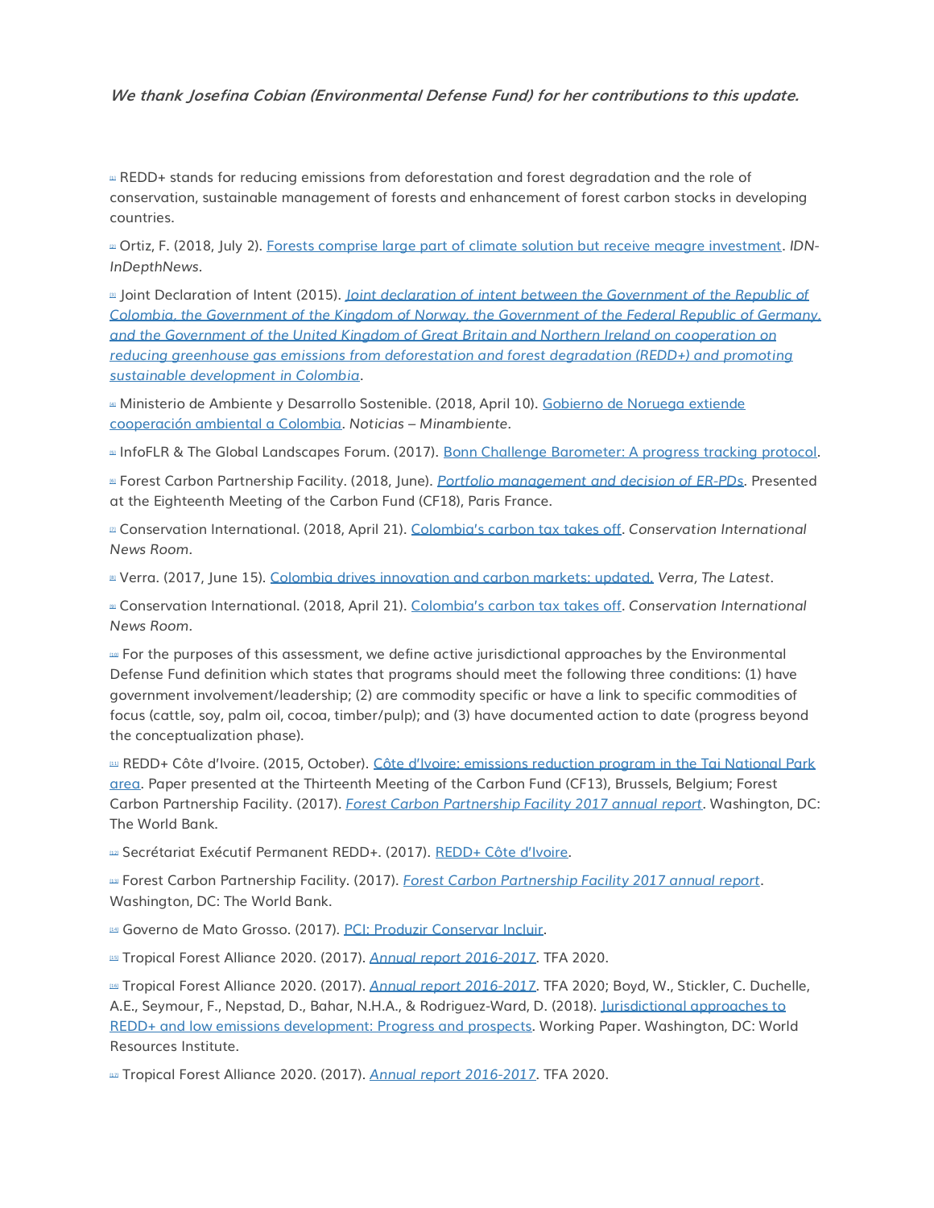*We thank Josefina Cobian (Environmental Defense Fund) for her contributions to this update.*

[1] REDD+ stands for reducing emissions from deforestation and forest degradation and the role of conservation, sustainable management of forests and enhancement of forest carbon stocks in developing countries.

[2] Ortiz, F. (2018, July 2). Forests comprise large part of climate solution but receive meagre investment. *IDN-InDepthNews*.

[3] Joint Declaration of Intent (2015). *Joint declaration of intent between the Government of the Republic of Colombia, the Government of the Kingdom of Norway, the Government of the Federal Republic of Germany, and the Government of the United Kingdom of Great Britain and Northern Ireland on cooperation on reducing greenhouse gas emissions from deforestation and forest degradation (REDD+) and promoting sustainable development in Colombia*.

[4] Ministerio de Ambiente y Desarrollo Sostenible. (2018, April 10). Gobierno de Noruega extiende cooperación ambiental a Colombia. *Noticias – Minambiente*.

[5] InfoFLR & The Global Landscapes Forum. (2017). Bonn Challenge Barometer: A progress tracking protocol.

[6] Forest Carbon Partnership Facility. (2018, June). *Portfolio management and decision of ER-PDs*. Presented at the Eighteenth Meeting of the Carbon Fund (CF18), Paris France.

[7] Conservation International. (2018, April 21). Colombia's carbon tax takes off. *Conservation International News Room*.

[8] Verra. (2017, June 15). Colombia drives innovation and carbon markets: updated. *Verra, The Latest*.

[9] Conservation International. (2018, April 21). Colombia's carbon tax takes off. *Conservation International News Room*.

[10] For the purposes of this assessment, we define active jurisdictional approaches by the Environmental Defense Fund definition which states that programs should meet the following three conditions: (1) have government involvement/leadership; (2) are commodity specific or have a link to specific commodities of focus (cattle, soy, palm oil, cocoa, timber/pulp); and (3) have documented action to date (progress beyond the conceptualization phase).

[11] REDD+ Côte d'Ivoire. (2015, October). Côte d'Ivoire: emissions reduction program in the Tai National Park area. Paper presented at the Thirteenth Meeting of the Carbon Fund (CF13), Brussels, Belgium; Forest Carbon Partnership Facility. (2017). *Forest Carbon Partnership Facility 2017 annual report*. Washington, DC: The World Bank.

[12] Secrétariat Exécutif Permanent REDD+. (2017). REDD+ Côte d'Ivoire.

[13] Forest Carbon Partnership Facility. (2017). *Forest Carbon Partnership Facility 2017 annual report*. Washington, DC: The World Bank.

[14] Governo de Mato Grosso. (2017). PCI: Produzir Conservar Incluir.

[15] Tropical Forest Alliance 2020. (2017). *Annual report 2016-2017*. TFA 2020.

[16] Tropical Forest Alliance 2020. (2017). *Annual report 2016-2017*. TFA 2020; Boyd, W., Stickler, C. Duchelle, A.E., Seymour, F., Nepstad, D., Bahar, N.H.A., & Rodriguez-Ward, D. (2018). Jurisdictional approaches to REDD+ and low emissions development: Progress and prospects. Working Paper. Washington, DC: World Resources Institute.

[17] Tropical Forest Alliance 2020. (2017). *Annual report 2016-2017*. TFA 2020.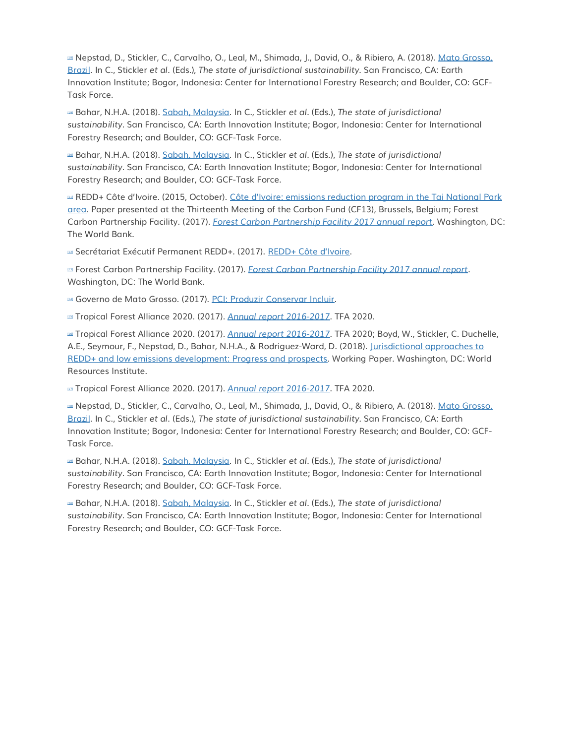[108] Nepstad, D., Stickler, C., Carvalho, O., Leal, M., Shimada, J., David, O., & Ribiero, A. (2018). [Mato Grosso, Brazil](). In C., Stickler *et al*. (Eds.), *The state of jurisdictional sustainability*. San Francisco, CA: Earth Innovation Institute; Bogor, Indonesia: Center for International Forestry Research; and Boulder, CO: GCF-Task Force.

[109] Bahar, N.H.A. (2018). [Sabah, Malaysia](). In C., Stickler *et al*. (Eds.), *The state of jurisdictional sustainability*. San Francisco, CA: Earth Innovation Institute; Bogor, Indonesia: Center for International Forestry Research; and Boulder, CO: GCF-Task Force.

[110] Bahar, N.H.A. (2018). [Sabah, Malaysia](). In C., Stickler *et al*. (Eds.), *The state of jurisdictional sustainability*. San Francisco, CA: Earth Innovation Institute; Bogor, Indonesia: Center for International Forestry Research; and Boulder, CO: GCF-Task Force.

[111] REDD+ Côte d'Ivoire. (2015, October). [Côte d'Ivoire: emissions reduction program in the Tai National Park area](). Paper presented at the Thirteenth Meeting of the Carbon Fund (CF13), Brussels, Belgium; Forest Carbon Partnership Facility. (2017). [*Forest Carbon Partnership Facility 2017 annual report*](). Washington, DC: The World Bank.

[112] Secrétariat Exécutif Permanent REDD+. (2017). [REDD+ Côte d'Ivoire]().

[113] Forest Carbon Partnership Facility. (2017). [*Forest Carbon Partnership Facility 2017 annual report*](). Washington, DC: The World Bank.

[114] Governo de Mato Grosso. (2017). [PCI: Produzir Conservar Incluir]().

[115] Tropical Forest Alliance 2020. (2017). [*Annual report 2016-2017*](). TFA 2020.

[116] Tropical Forest Alliance 2020. (2017). [*Annual report 2016-2017*](). TFA 2020; Boyd, W., Stickler, C. Duchelle, A.E., Seymour, F., Nepstad, D., Bahar, N.H.A., & Rodriguez-Ward, D. (2018). [Jurisdictional approaches to REDD+ and low emissions development: Progress and prospects](). Working Paper. Washington, DC: World Resources Institute.

[117] Tropical Forest Alliance 2020. (2017). [*Annual report 2016-2017*](). TFA 2020.

[118] Nepstad, D., Stickler, C., Carvalho, O., Leal, M., Shimada, J., David, O., & Ribiero, A. (2018). [Mato Grosso, Brazil](). In C., Stickler *et al*. (Eds.), *The state of jurisdictional sustainability*. San Francisco, CA: Earth Innovation Institute; Bogor, Indonesia: Center for International Forestry Research; and Boulder, CO: GCF-Task Force.

[119] Bahar, N.H.A. (2018). [Sabah, Malaysia](). In C., Stickler *et al*. (Eds.), *The state of jurisdictional sustainability*. San Francisco, CA: Earth Innovation Institute; Bogor, Indonesia: Center for International Forestry Research; and Boulder, CO: GCF-Task Force.

[120] Bahar, N.H.A. (2018). [Sabah, Malaysia](). In C., Stickler *et al*. (Eds.), *The state of jurisdictional sustainability*. San Francisco, CA: Earth Innovation Institute; Bogor, Indonesia: Center for International Forestry Research; and Boulder, CO: GCF-Task Force.